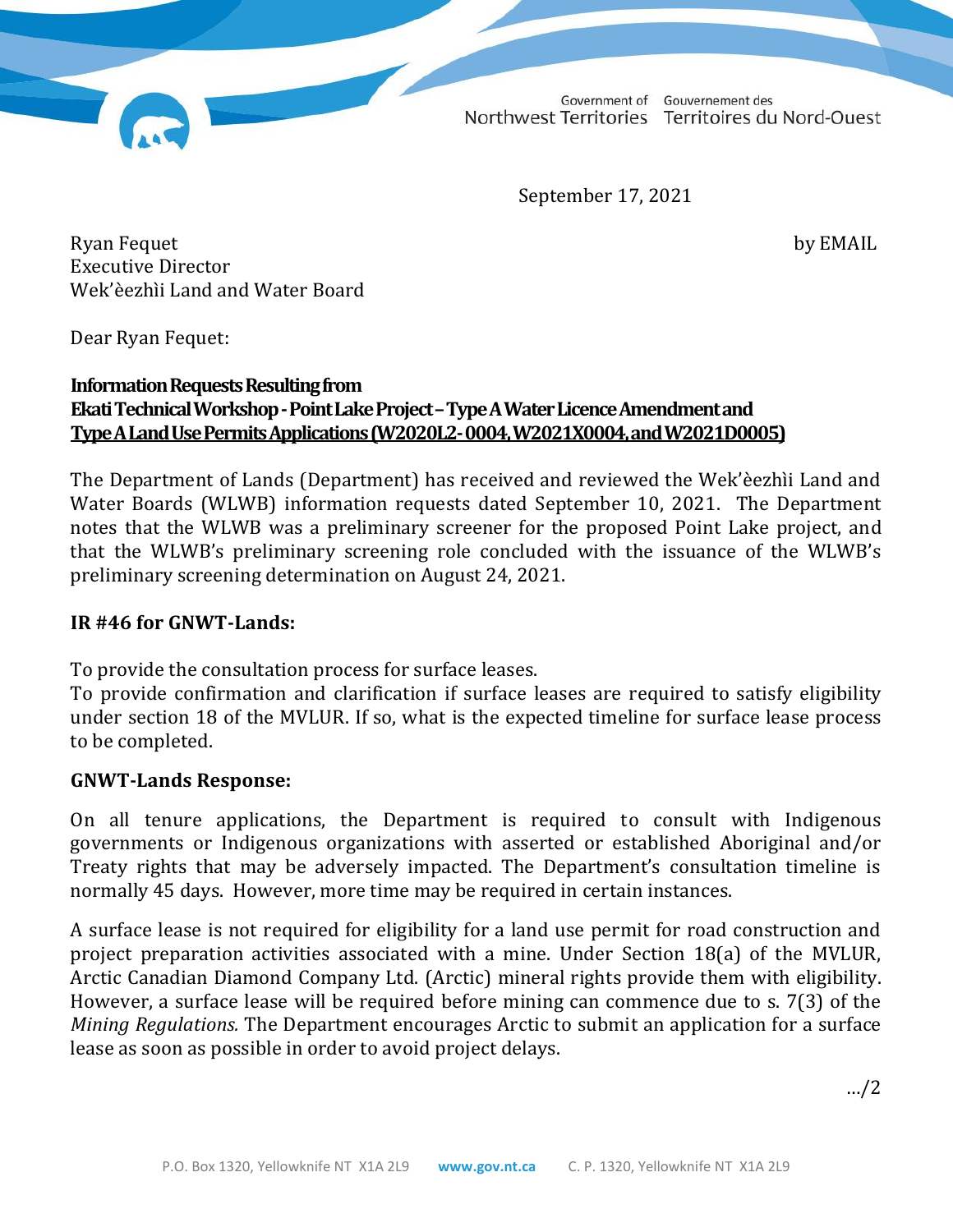Government of Northwest Territories | Gouvernement des Territoires du Nord-Ouest

September 17, 2021

Ryan Fequet
Executive Director
Wek'èezhìi Land and Water Board

by EMAIL

Dear Ryan Fequet:

**Information Requests Resulting from**
**Ekati Technical Workshop - Point Lake Project – Type A Water Licence Amendment and**
**<u>Type A Land Use Permits Applications (W2020L2-0004, W2021X0004, and W2021D0005)</u>**

The Department of Lands (Department) has received and reviewed the Wek'èezhìi Land and Water Boards (WLWB) information requests dated September 10, 2021. The Department notes that the WLWB was a preliminary screener for the proposed Point Lake project, and that the WLWB's preliminary screening role concluded with the issuance of the WLWB's preliminary screening determination on August 24, 2021.

**IR #46 for GNWT-Lands:**

To provide the consultation process for surface leases.
To provide confirmation and clarification if surface leases are required to satisfy eligibility under section 18 of the MVLUR. If so, what is the expected timeline for surface lease process to be completed.

**GNWT-Lands Response:**

On all tenure applications, the Department is required to consult with Indigenous governments or Indigenous organizations with asserted or established Aboriginal and/or Treaty rights that may be adversely impacted. The Department's consultation timeline is normally 45 days. However, more time may be required in certain instances.

A surface lease is not required for eligibility for a land use permit for road construction and project preparation activities associated with a mine. Under Section 18(a) of the MVLUR, Arctic Canadian Diamond Company Ltd. (Arctic) mineral rights provide them with eligibility. However, a surface lease will be required before mining can commence due to s. 7(3) of the *Mining Regulations.* The Department encourages Arctic to submit an application for a surface lease as soon as possible in order to avoid project delays.

.../2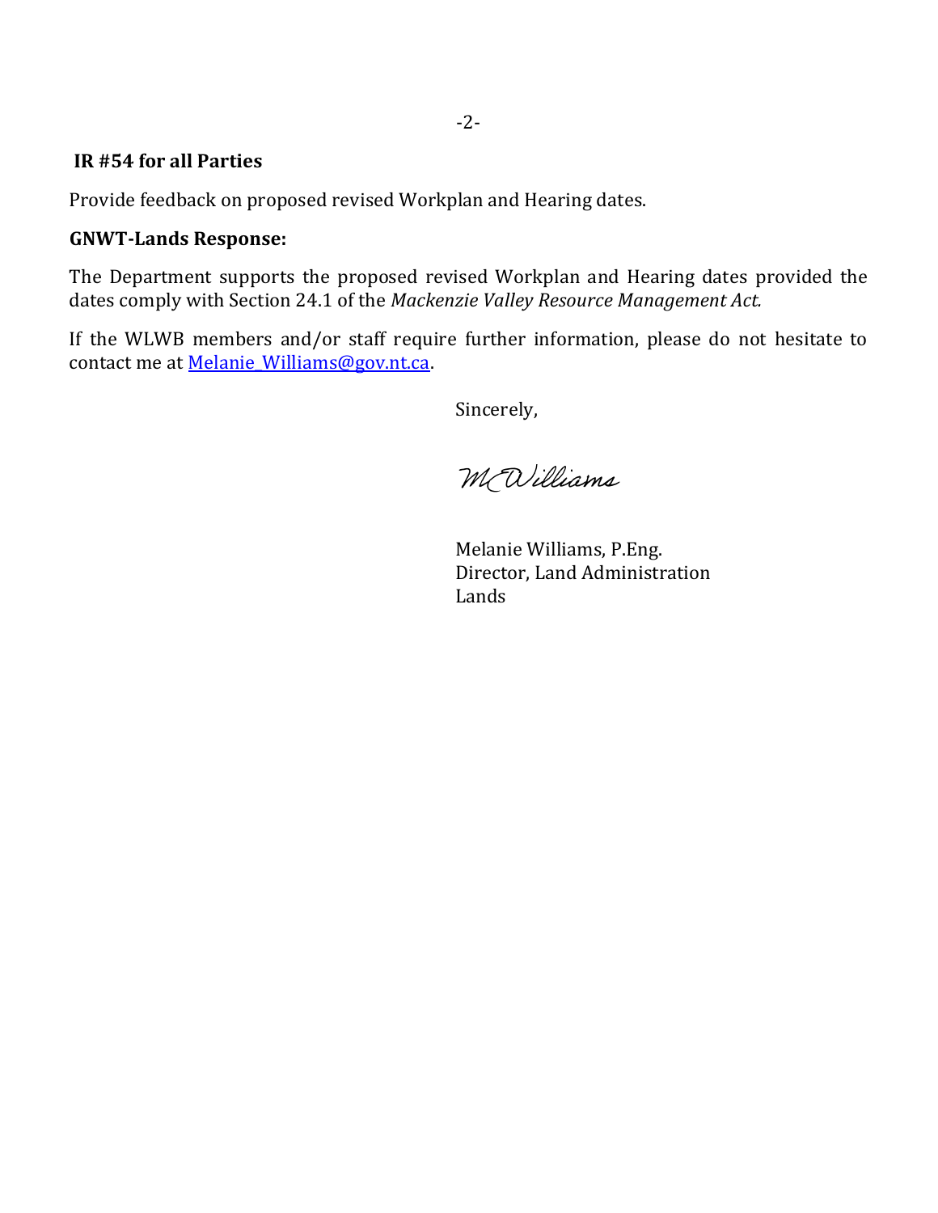**IR #54 for all Parties**

Provide feedback on proposed revised Workplan and Hearing dates.

**GNWT-Lands Response:**

The Department supports the proposed revised Workplan and Hearing dates provided the dates comply with Section 24.1 of the *Mackenzie Valley Resource Management Act.*

If the WLWB members and/or staff require further information, please do not hesitate to contact me at Melanie_Williams@gov.nt.ca.

Sincerely,

M Williams

Melanie Williams, P.Eng.
Director, Land Administration
Lands